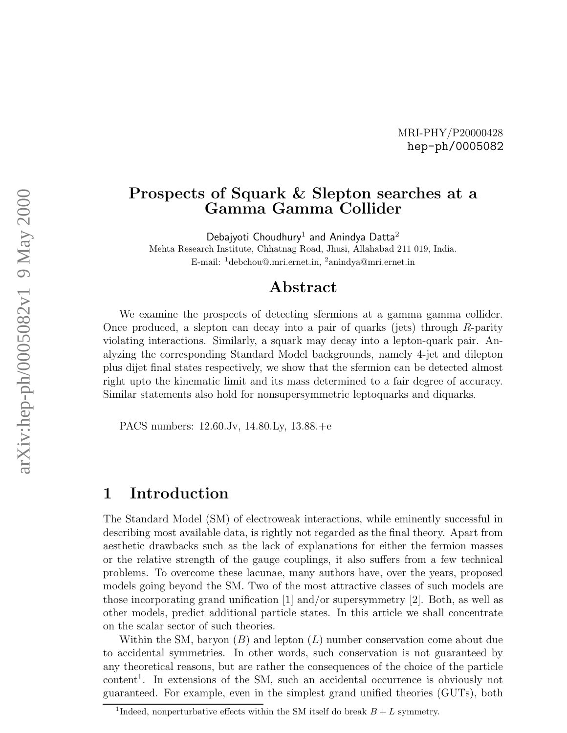MRI-PHY/P20000428
hep-ph/0005082

# Prospects of Squark & Slepton searches at a Gamma Gamma Collider

Debajyoti Choudhury[1] and Anindya Datta[2]

Mehta Research Institute, Chhatnag Road, Jhusi, Allahabad 211 019, India.
E-mail: [1]debchou@.mri.ernet.in, [2]anindya@mri.ernet.in

## Abstract

We examine the prospects of detecting sfermions at a gamma gamma collider. Once produced, a slepton can decay into a pair of quarks (jets) through $R$-parity violating interactions. Similarly, a squark may decay into a lepton-quark pair. Analyzing the corresponding Standard Model backgrounds, namely 4-jet and dilepton plus dijet final states respectively, we show that the sfermion can be detected almost right upto the kinematic limit and its mass determined to a fair degree of accuracy. Similar statements also hold for nonsupersymmetric leptoquarks and diquarks.

PACS numbers: 12.60.Jv, 14.80.Ly, 13.88.+e

## 1 Introduction

The Standard Model (SM) of electroweak interactions, while eminently successful in describing most available data, is rightly not regarded as the final theory. Apart from aesthetic drawbacks such as the lack of explanations for either the fermion masses or the relative strength of the gauge couplings, it also suffers from a few technical problems. To overcome these lacunae, many authors have, over the years, proposed models going beyond the SM. Two of the most attractive classes of such models are those incorporating grand unification [1] and/or supersymmetry [2]. Both, as well as other models, predict additional particle states. In this article we shall concentrate on the scalar sector of such theories.

Within the SM, baryon ($B$) and lepton ($L$) number conservation come about due to accidental symmetries. In other words, such conservation is not guaranteed by any theoretical reasons, but are rather the consequences of the choice of the particle content[1]. In extensions of the SM, such an accidental occurrence is obviously not guaranteed. For example, even in the simplest grand unified theories (GUTs), both

[1]Indeed, nonperturbative effects within the SM itself do break $B + L$ symmetry.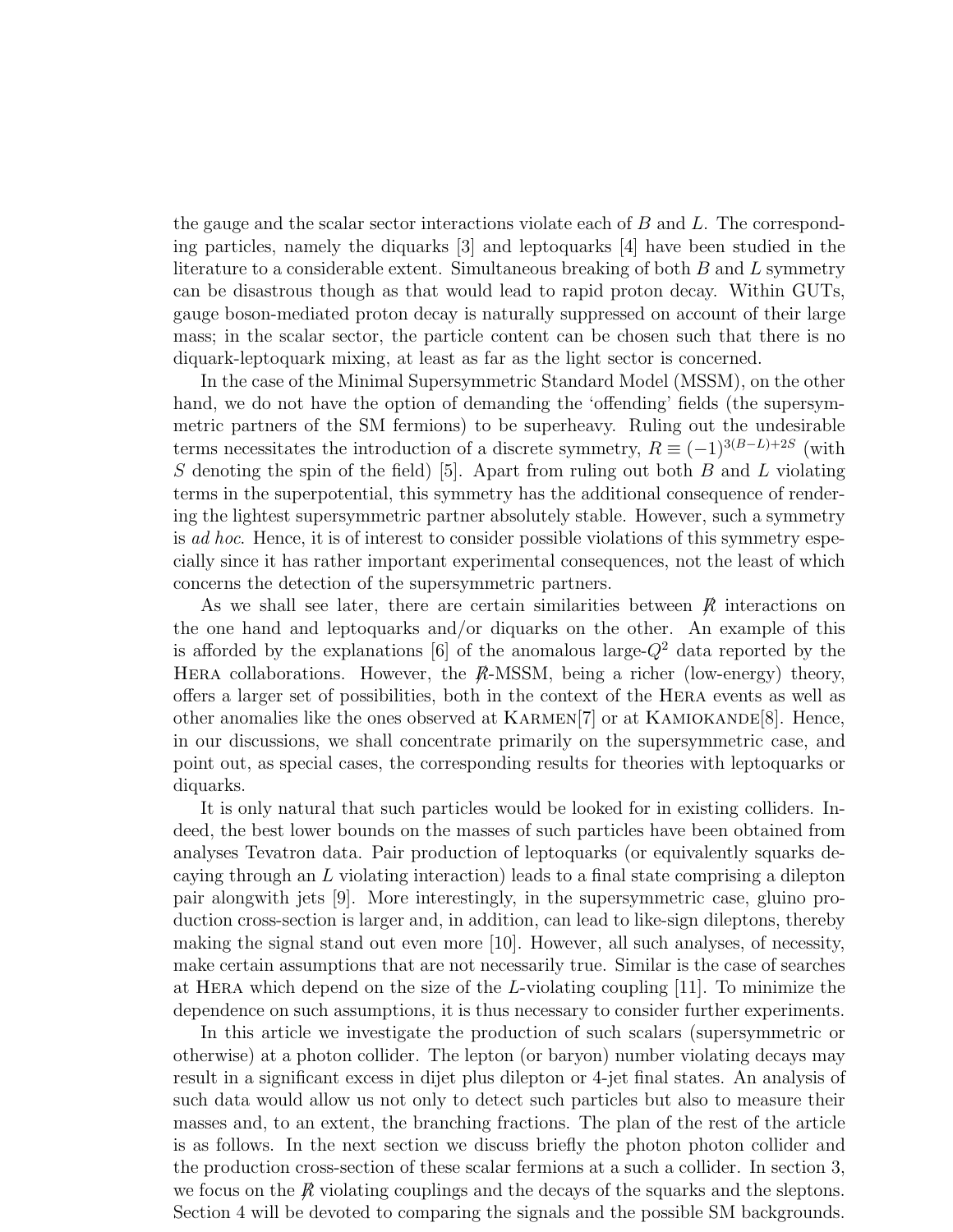the gauge and the scalar sector interactions violate each of $B$ and $L$. The corresponding particles, namely the diquarks [3] and leptoquarks [4] have been studied in the literature to a considerable extent. Simultaneous breaking of both $B$ and $L$ symmetry can be disastrous though as that would lead to rapid proton decay. Within GUTs, gauge boson-mediated proton decay is naturally suppressed on account of their large mass; in the scalar sector, the particle content can be chosen such that there is no diquark-leptoquark mixing, at least as far as the light sector is concerned.

In the case of the Minimal Supersymmetric Standard Model (MSSM), on the other hand, we do not have the option of demanding the 'offending' fields (the supersymmetric partners of the SM fermions) to be superheavy. Ruling out the undesirable terms necessitates the introduction of a discrete symmetry, $R \equiv (-1)^{3(B-L)+2S}$ (with $S$ denoting the spin of the field) [5]. Apart from ruling out both $B$ and $L$ violating terms in the superpotential, this symmetry has the additional consequence of rendering the lightest supersymmetric partner absolutely stable. However, such a symmetry is *ad hoc*. Hence, it is of interest to consider possible violations of this symmetry especially since it has rather important experimental consequences, not the least of which concerns the detection of the supersymmetric partners.

As we shall see later, there are certain similarities between $\not{R}$ interactions on the one hand and leptoquarks and/or diquarks on the other. An example of this is afforded by the explanations [6] of the anomalous large-$Q^2$ data reported by the HERA collaborations. However, the $\not{R}$-MSSM, being a richer (low-energy) theory, offers a larger set of possibilities, both in the context of the HERA events as well as other anomalies like the ones observed at KARMEN[7] or at KAMIOKANDE[8]. Hence, in our discussions, we shall concentrate primarily on the supersymmetric case, and point out, as special cases, the corresponding results for theories with leptoquarks or diquarks.

It is only natural that such particles would be looked for in existing colliders. Indeed, the best lower bounds on the masses of such particles have been obtained from analyses Tevatron data. Pair production of leptoquarks (or equivalently squarks decaying through an $L$ violating interaction) leads to a final state comprising a dilepton pair alongwith jets [9]. More interestingly, in the supersymmetric case, gluino production cross-section is larger and, in addition, can lead to like-sign dileptons, thereby making the signal stand out even more [10]. However, all such analyses, of necessity, make certain assumptions that are not necessarily true. Similar is the case of searches at HERA which depend on the size of the $L$-violating coupling [11]. To minimize the dependence on such assumptions, it is thus necessary to consider further experiments.

In this article we investigate the production of such scalars (supersymmetric or otherwise) at a photon collider. The lepton (or baryon) number violating decays may result in a significant excess in dijet plus dilepton or 4-jet final states. An analysis of such data would allow us not only to detect such particles but also to measure their masses and, to an extent, the branching fractions. The plan of the rest of the article is as follows. In the next section we discuss briefly the photon photon collider and the production cross-section of these scalar fermions at a such a collider. In section 3, we focus on the $\not{R}$ violating couplings and the decays of the squarks and the sleptons. Section 4 will be devoted to comparing the signals and the possible SM backgrounds.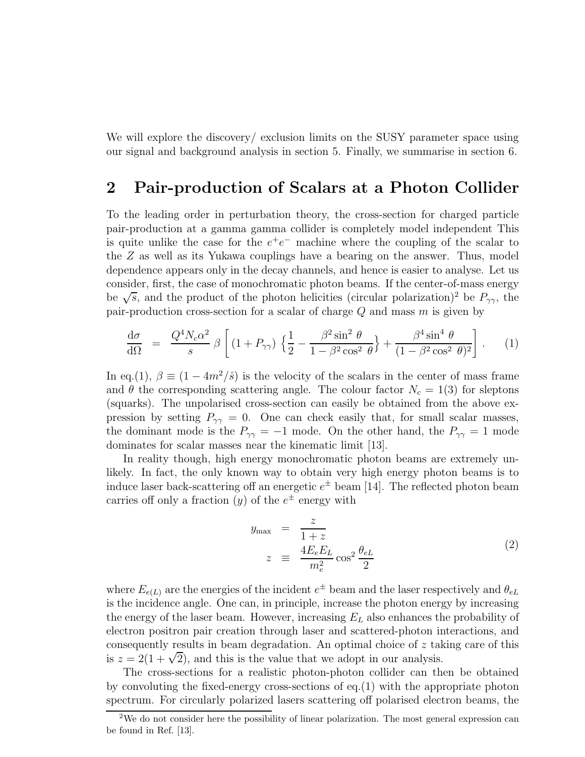We will explore the discovery/ exclusion limits on the SUSY parameter space using our signal and background analysis in section 5. Finally, we summarise in section 6.

## 2 Pair-production of Scalars at a Photon Collider

To the leading order in perturbation theory, the cross-section for charged particle pair-production at a gamma gamma collider is completely model independent This is quite unlike the case for the $e^+e^-$ machine where the coupling of the scalar to the $Z$ as well as its Yukawa couplings have a bearing on the answer. Thus, model dependence appears only in the decay channels, and hence is easier to analyse. Let us consider, first, the case of monochromatic photon beams. If the center-of-mass energy be $\sqrt{s}$, and the product of the photon helicities (circular polarization)[2] be $P_{\gamma\gamma}$, the pair-production cross-section for a scalar of charge $Q$ and mass $m$ is given by

$$\frac{\mathrm{d}\sigma}{\mathrm{d}\Omega} = \frac{Q^4 N_c \alpha^2}{s} \beta \left[ (1 + P_{\gamma\gamma}) \left\{ \frac{1}{2} - \frac{\beta^2 \sin^2 \theta}{1 - \beta^2 \cos^2 \theta} \right\} + \frac{\beta^4 \sin^4 \theta}{(1 - \beta^2 \cos^2 \theta)^2} \right] . \tag{1}$$

In eq.(1), $\beta \equiv (1 - 4m^2/\hat{s})$ is the velocity of the scalars in the center of mass frame and $\theta$ the corresponding scattering angle. The colour factor $N_c = 1(3)$ for sleptons (squarks). The unpolarised cross-section can easily be obtained from the above expression by setting $P_{\gamma\gamma} = 0$. One can check easily that, for small scalar masses, the dominant mode is the $P_{\gamma\gamma} = -1$ mode. On the other hand, the $P_{\gamma\gamma} = 1$ mode dominates for scalar masses near the kinematic limit [13].

In reality though, high energy monochromatic photon beams are extremely unlikely. In fact, the only known way to obtain very high energy photon beams is to induce laser back-scattering off an energetic $e^\pm$ beam [14]. The reflected photon beam carries off only a fraction ($y$) of the $e^\pm$ energy with

$$\begin{aligned} y_{\max} &= \frac{z}{1+z} \\ z &\equiv \frac{4 E_e E_L}{m_e^2} \cos^2 \frac{\theta_{eL}}{2} \end{aligned} \tag{2}$$

where $E_{e(L)}$ are the energies of the incident $e^\pm$ beam and the laser respectively and $\theta_{eL}$ is the incidence angle. One can, in principle, increase the photon energy by increasing the energy of the laser beam. However, increasing $E_L$ also enhances the probability of electron positron pair creation through laser and scattered-photon interactions, and consequently results in beam degradation. An optimal choice of $z$ taking care of this is $z = 2(1 + \sqrt{2})$, and this is the value that we adopt in our analysis.

The cross-sections for a realistic photon-photon collider can then be obtained by convoluting the fixed-energy cross-sections of eq.(1) with the appropriate photon spectrum. For circularly polarized lasers scattering off polarised electron beams, the

[2] We do not consider here the possibility of linear polarization. The most general expression can be found in Ref. [13].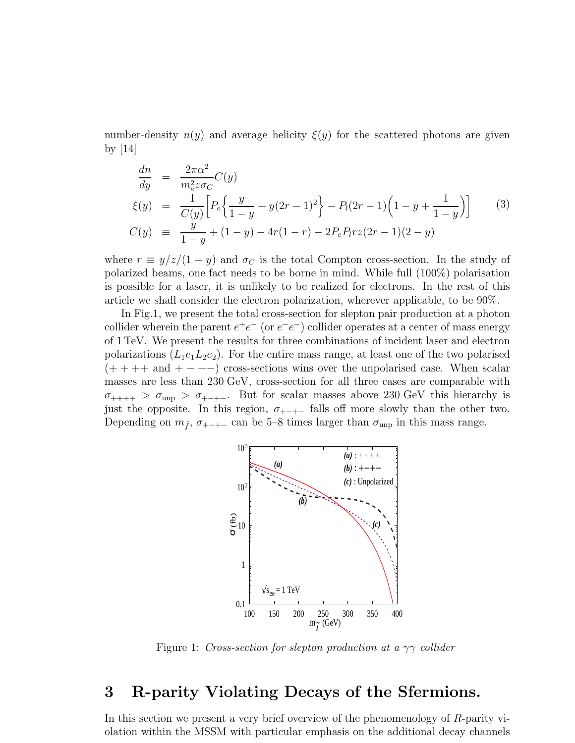number-density $n(y)$ and average helicity $\xi(y)$ for the scattered photons are given by [14]

$$
\begin{aligned}
\frac{dn}{dy} &= \frac{2\pi\alpha^2}{m_e^2 z \sigma_C} C(y) \\
\xi(y) &= \frac{1}{C(y)} \left[ P_e \left\{ \frac{y}{1-y} + y(2r-1)^2 \right\} - P_l (2r-1) \left( 1 - y + \frac{1}{1-y} \right) \right] \\
C(y) &\equiv \frac{y}{1-y} + (1-y) - 4r(1-r) - 2P_e P_l r z (2r-1)(2-y)
\end{aligned}
\tag{3}
$$

where $r \equiv y/z/(1-y)$ and $\sigma_C$ is the total Compton cross-section. In the study of polarized beams, one fact needs to be borne in mind. While full (100%) polarisation is possible for a laser, it is unlikely to be realized for electrons. In the rest of this article we shall consider the electron polarization, wherever applicable, to be 90%.

In Fig.1, we present the total cross-section for slepton pair production at a photon collider wherein the parent $e^+e^-$ (or $e^-e^-$) collider operates at a center of mass energy of 1 TeV. We present the results for three combinations of incident laser and electron polarizations ($L_1 e_1 L_2 e_2$). For the entire mass range, at least one of the two polarised ($++++$ and $+-+-$) cross-sections wins over the unpolarised case. When scalar masses are less than 230 GeV, cross-section for all three cases are comparable with $\sigma_{++++} > \sigma_{\rm unp} > \sigma_{+-+-}$. But for scalar masses above 230 GeV this hierarchy is just the opposite. In this region, $\sigma_{+-+-}$ falls off more slowly than the other two. Depending on $m_{\tilde{f}}$, $\sigma_{+-+-}$ can be 5–8 times larger than $\sigma_{\rm unp}$ in this mass range.

Figure 1: *Cross-section for slepton production at a $\gamma\gamma$ collider*

## 3 R-parity Violating Decays of the Sfermions.

In this section we present a very brief overview of the phenomenology of $R$-parity violation within the MSSM with particular emphasis on the additional decay channels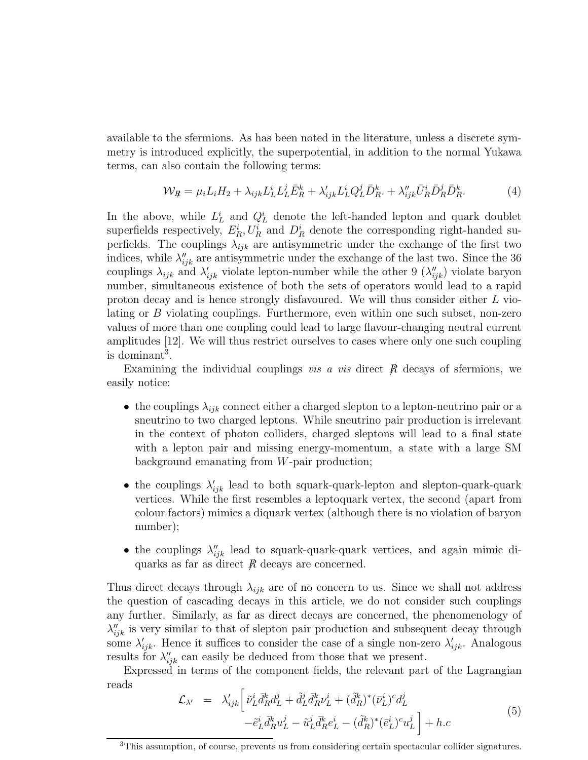available to the sfermions. As has been noted in the literature, unless a discrete symmetry is introduced explicitly, the superpotential, in addition to the normal Yukawa terms, can also contain the following terms:

$$\mathcal{W}_{\not R} = \mu_i L_i H_2 + \lambda_{ijk} L_L^i L_L^j \bar{E}_R^k + \lambda'_{ijk} L_L^i Q_L^j \bar{D}_R^k . + \lambda''_{ijk} \bar{U}_R^i \bar{D}_R^j \bar{D}_R^k . \tag{4}$$

In the above, while $L_L^i$ and $Q_L^i$ denote the left-handed lepton and quark doublet superfields respectively, $E_R^i, U_R^i$ and $D_R^i$ denote the corresponding right-handed superfields. The couplings $\lambda_{ijk}$ are antisymmetric under the exchange of the first two indices, while $\lambda''_{ijk}$ are antisymmetric under the exchange of the last two. Since the 36 couplings $\lambda_{ijk}$ and $\lambda'_{ijk}$ violate lepton-number while the other 9 ($\lambda''_{ijk}$) violate baryon number, simultaneous existence of both the sets of operators would lead to a rapid proton decay and is hence strongly disfavoured. We will thus consider either $L$ violating or $B$ violating couplings. Furthermore, even within one such subset, non-zero values of more than one coupling could lead to large flavour-changing neutral current amplitudes [12]. We will thus restrict ourselves to cases where only one such coupling is dominant[3].

Examining the individual couplings *vis a vis* direct $\not R$ decays of sfermions, we easily notice:

- the couplings $\lambda_{ijk}$ connect either a charged slepton to a lepton-neutrino pair or a sneutrino to two charged leptons. While sneutrino pair production is irrelevant in the context of photon colliders, charged sleptons will lead to a final state with a lepton pair and missing energy-momentum, a state with a large SM background emanating from $W$-pair production;
- the couplings $\lambda'_{ijk}$ lead to both squark-quark-lepton and slepton-quark-quark vertices. While the first resembles a leptoquark vertex, the second (apart from colour factors) mimics a diquark vertex (although there is no violation of baryon number);
- the couplings $\lambda''_{ijk}$ lead to squark-quark-quark vertices, and again mimic diquarks as far as direct $\not R$ decays are concerned.

Thus direct decays through $\lambda_{ijk}$ are of no concern to us. Since we shall not address the question of cascading decays in this article, we do not consider such couplings any further. Similarly, as far as direct decays are concerned, the phenomenology of $\lambda''_{ijk}$ is very similar to that of slepton pair production and subsequent decay through some $\lambda'_{ijk}$. Hence it suffices to consider the case of a single non-zero $\lambda'_{ijk}$. Analogous results for $\lambda''_{ijk}$ can easily be deduced from those that we present.

Expressed in terms of the component fields, the relevant part of the Lagrangian reads

$$\begin{aligned} \mathcal{L}_{\lambda'} \;=\; \lambda'_{ijk} \Big[ & \tilde{\nu}_L^i \bar{d}_R^k d_L^j + \tilde{d}_L^j \bar{d}_R^k \nu_L^i + (\tilde{d}_R^k)^* (\bar{\nu}_L^i)^c d_L^j \\ & - \tilde{e}_L^i \bar{d}_R^k u_L^j - \tilde{u}_L^j \bar{d}_R^k e_L^i - (\tilde{d}_R^k)^* (\bar{e}_L^i)^c u_L^j \Big] + h.c \end{aligned} \tag{5}$$

[3]This assumption, of course, prevents us from considering certain spectacular collider signatures.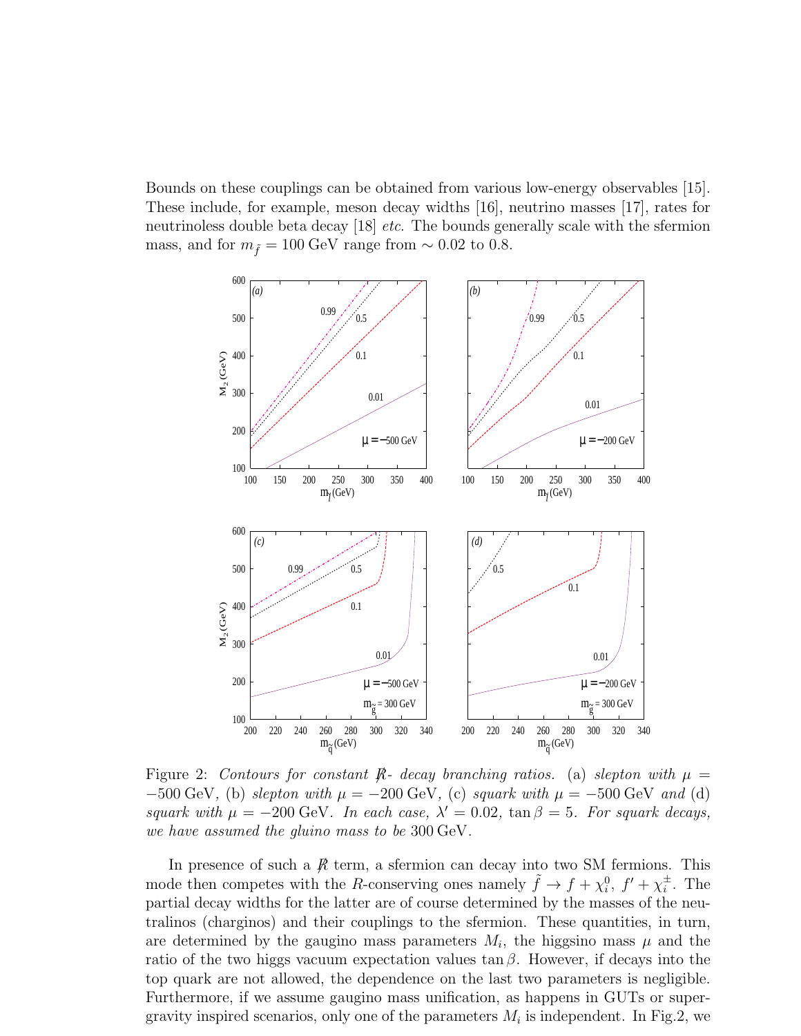Bounds on these couplings can be obtained from various low-energy observables [15]. These include, for example, meson decay widths [16], neutrino masses [17], rates for neutrinoless double beta decay [18] *etc.* The bounds generally scale with the sfermion mass, and for $m_{\tilde{f}} = 100$ GeV range from $\sim 0.02$ to 0.8.

Figure 2: *Contours for constant* $\not{R}$*- decay branching ratios.* (a) *slepton with* $\mu = -500$ GeV, (b) *slepton with* $\mu = -200$ GeV, (c) *squark with* $\mu = -500$ GeV *and* (d) *squark with* $\mu = -200$ GeV. *In each case,* $\lambda' = 0.02$, $\tan\beta = 5$. *For squark decays, we have assumed the gluino mass to be* 300 GeV.

In presence of such a $\not{R}$ term, a sfermion can decay into two SM fermions. This mode then competes with the $R$-conserving ones namely $\tilde{f} \to f + \chi_i^0,\ f' + \chi_i^\pm$. The partial decay widths for the latter are of course determined by the masses of the neutralinos (charginos) and their couplings to the sfermion. These quantities, in turn, are determined by the gaugino mass parameters $M_i$, the higgsino mass $\mu$ and the ratio of the two higgs vacuum expectation values $\tan\beta$. However, if decays into the top quark are not allowed, the dependence on the last two parameters is negligible. Furthermore, if we assume gaugino mass unification, as happens in GUTs or supergravity inspired scenarios, only one of the parameters $M_i$ is independent. In Fig.2, we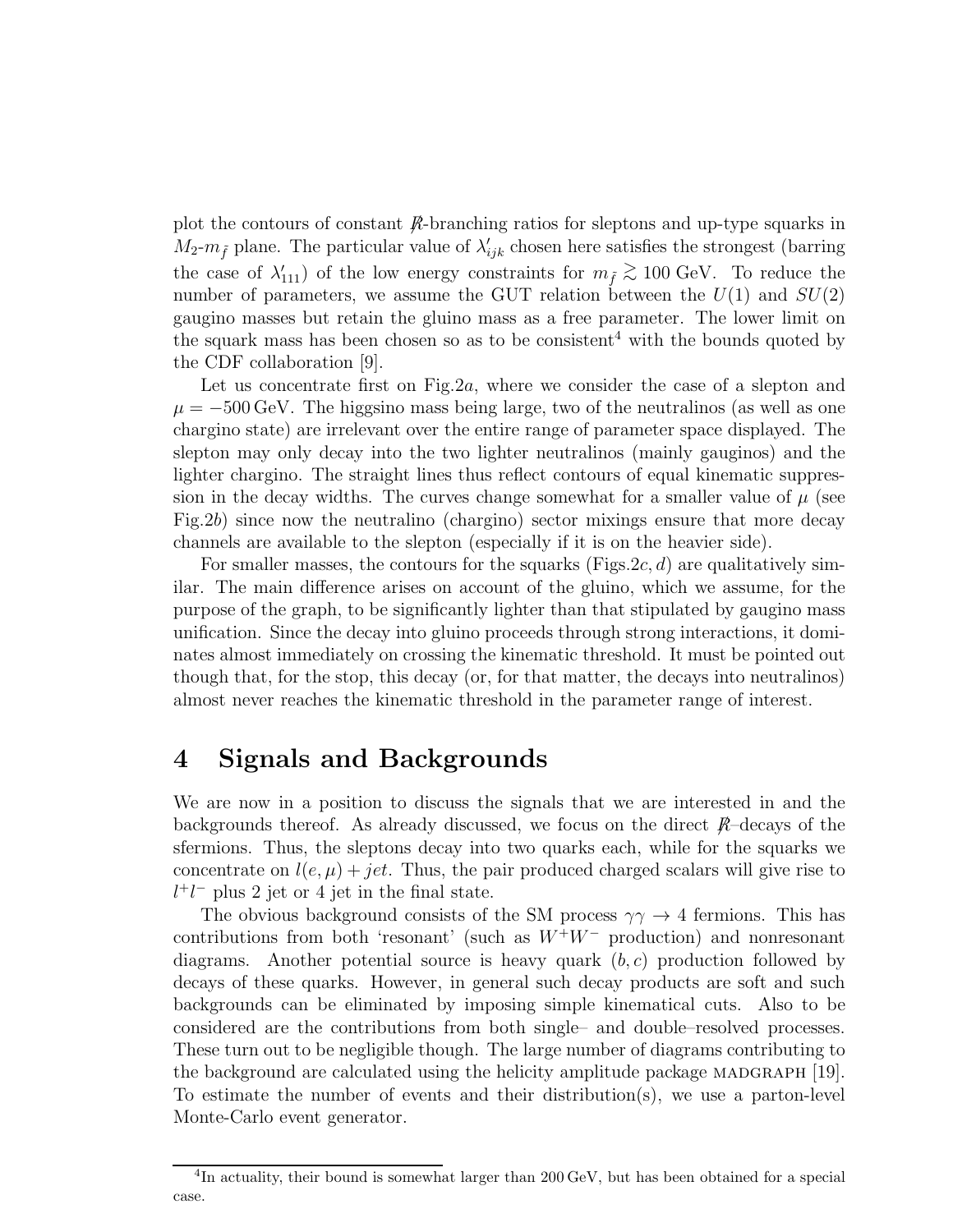plot the contours of constant $\not{R}$-branching ratios for sleptons and up-type squarks in $M_2$-$m_{\tilde{f}}$ plane. The particular value of $\lambda'_{ijk}$ chosen here satisfies the strongest (barring the case of $\lambda'_{111}$) of the low energy constraints for $m_{\tilde{f}} \gtrsim 100$ GeV. To reduce the number of parameters, we assume the GUT relation between the $U(1)$ and $SU(2)$ gaugino masses but retain the gluino mass as a free parameter. The lower limit on the squark mass has been chosen so as to be consistent[4] with the bounds quoted by the CDF collaboration [9].

Let us concentrate first on Fig.2*a*, where we consider the case of a slepton and $\mu = -500$ GeV. The higgsino mass being large, two of the neutralinos (as well as one chargino state) are irrelevant over the entire range of parameter space displayed. The slepton may only decay into the two lighter neutralinos (mainly gauginos) and the lighter chargino. The straight lines thus reflect contours of equal kinematic suppression in the decay widths. The curves change somewhat for a smaller value of $\mu$ (see Fig.2*b*) since now the neutralino (chargino) sector mixings ensure that more decay channels are available to the slepton (especially if it is on the heavier side).

For smaller masses, the contours for the squarks (Figs.2*c*, *d*) are qualitatively similar. The main difference arises on account of the gluino, which we assume, for the purpose of the graph, to be significantly lighter than that stipulated by gaugino mass unification. Since the decay into gluino proceeds through strong interactions, it dominates almost immediately on crossing the kinematic threshold. It must be pointed out though that, for the stop, this decay (or, for that matter, the decays into neutralinos) almost never reaches the kinematic threshold in the parameter range of interest.

# 4 Signals and Backgrounds

We are now in a position to discuss the signals that we are interested in and the backgrounds thereof. As already discussed, we focus on the direct $\not{R}$–decays of the sfermions. Thus, the sleptons decay into two quarks each, while for the squarks we concentrate on $l(e, \mu) + jet$. Thus, the pair produced charged scalars will give rise to $l^+l^-$ plus 2 jet or 4 jet in the final state.

The obvious background consists of the SM process $\gamma\gamma \to 4$ fermions. This has contributions from both 'resonant' (such as $W^+W^-$ production) and nonresonant diagrams. Another potential source is heavy quark $(b, c)$ production followed by decays of these quarks. However, in general such decay products are soft and such backgrounds can be eliminated by imposing simple kinematical cuts. Also to be considered are the contributions from both single– and double–resolved processes. These turn out to be negligible though. The large number of diagrams contributing to the background are calculated using the helicity amplitude package MADGRAPH [19]. To estimate the number of events and their distribution(s), we use a parton-level Monte-Carlo event generator.

[4] In actuality, their bound is somewhat larger than 200 GeV, but has been obtained for a special case.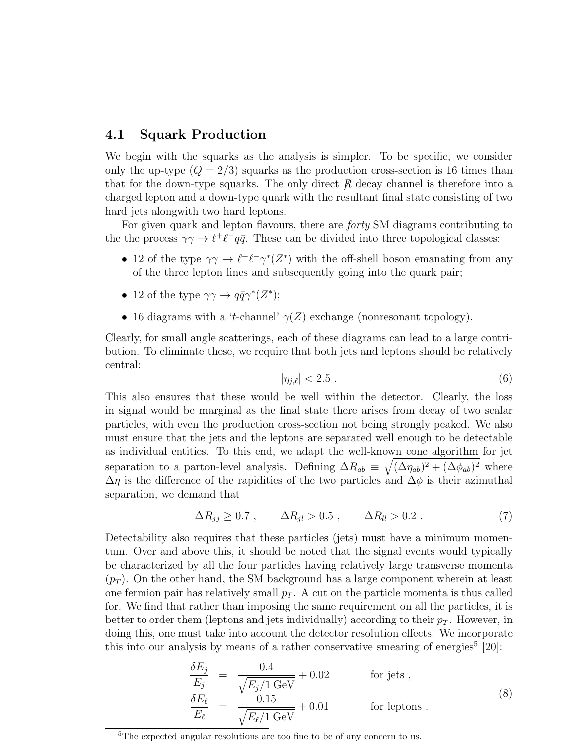### 4.1 Squark Production

We begin with the squarks as the analysis is simpler. To be specific, we consider only the up-type ($Q = 2/3$) squarks as the production cross-section is 16 times than that for the down-type squarks. The only direct $\not R$ decay channel is therefore into a charged lepton and a down-type quark with the resultant final state consisting of two hard jets alongwith two hard leptons.

For given quark and lepton flavours, there are *forty* SM diagrams contributing to the the process $\gamma\gamma \to \ell^+\ell^- q\bar{q}$. These can be divided into three topological classes:

- 12 of the type $\gamma\gamma \to \ell^+\ell^-\gamma^*(Z^*)$ with the off-shell boson emanating from any of the three lepton lines and subsequently going into the quark pair;
- 12 of the type $\gamma\gamma \to q\bar{q}\gamma^*(Z^*)$;
- 16 diagrams with a '$t$-channel' $\gamma(Z)$ exchange (nonresonant topology).

Clearly, for small angle scatterings, each of these diagrams can lead to a large contribution. To eliminate these, we require that both jets and leptons should be relatively central:

$$|\eta_{j,\ell}| < 2.5 \ . \tag{6}$$

This also ensures that these would be well within the detector. Clearly, the loss in signal would be marginal as the final state there arises from decay of two scalar particles, with even the production cross-section not being strongly peaked. We also must ensure that the jets and the leptons are separated well enough to be detectable as individual entities. To this end, we adapt the well-known cone algorithm for jet separation to a parton-level analysis. Defining $\Delta R_{ab} \equiv \sqrt{(\Delta\eta_{ab})^2 + (\Delta\phi_{ab})^2}$ where $\Delta\eta$ is the difference of the rapidities of the two particles and $\Delta\phi$ is their azimuthal separation, we demand that

$$\Delta R_{jj} \geq 0.7 \ , \qquad \Delta R_{jl} > 0.5 \ , \qquad \Delta R_{ll} > 0.2 \ . \tag{7}$$

Detectability also requires that these particles (jets) must have a minimum momentum. Over and above this, it should be noted that the signal events would typically be characterized by all the four particles having relatively large transverse momenta ($p_T$). On the other hand, the SM background has a large component wherein at least one fermion pair has relatively small $p_T$. A cut on the particle momenta is thus called for. We find that rather than imposing the same requirement on all the particles, it is better to order them (leptons and jets individually) according to their $p_T$. However, in doing this, one must take into account the detector resolution effects. We incorporate this into our analysis by means of a rather conservative smearing of energies[5] [20]:

$$\begin{aligned} \frac{\delta E_j}{E_j} &= \frac{0.4}{\sqrt{E_j/1\ \text{GeV}}} + 0.02 \qquad\qquad \text{for jets} \ , \\ \frac{\delta E_\ell}{E_\ell} &= \frac{0.15}{\sqrt{E_\ell/1\ \text{GeV}}} + 0.01 \qquad\qquad \text{for leptons} \ . \end{aligned} \tag{8}$$

[5]The expected angular resolutions are too fine to be of any concern to us.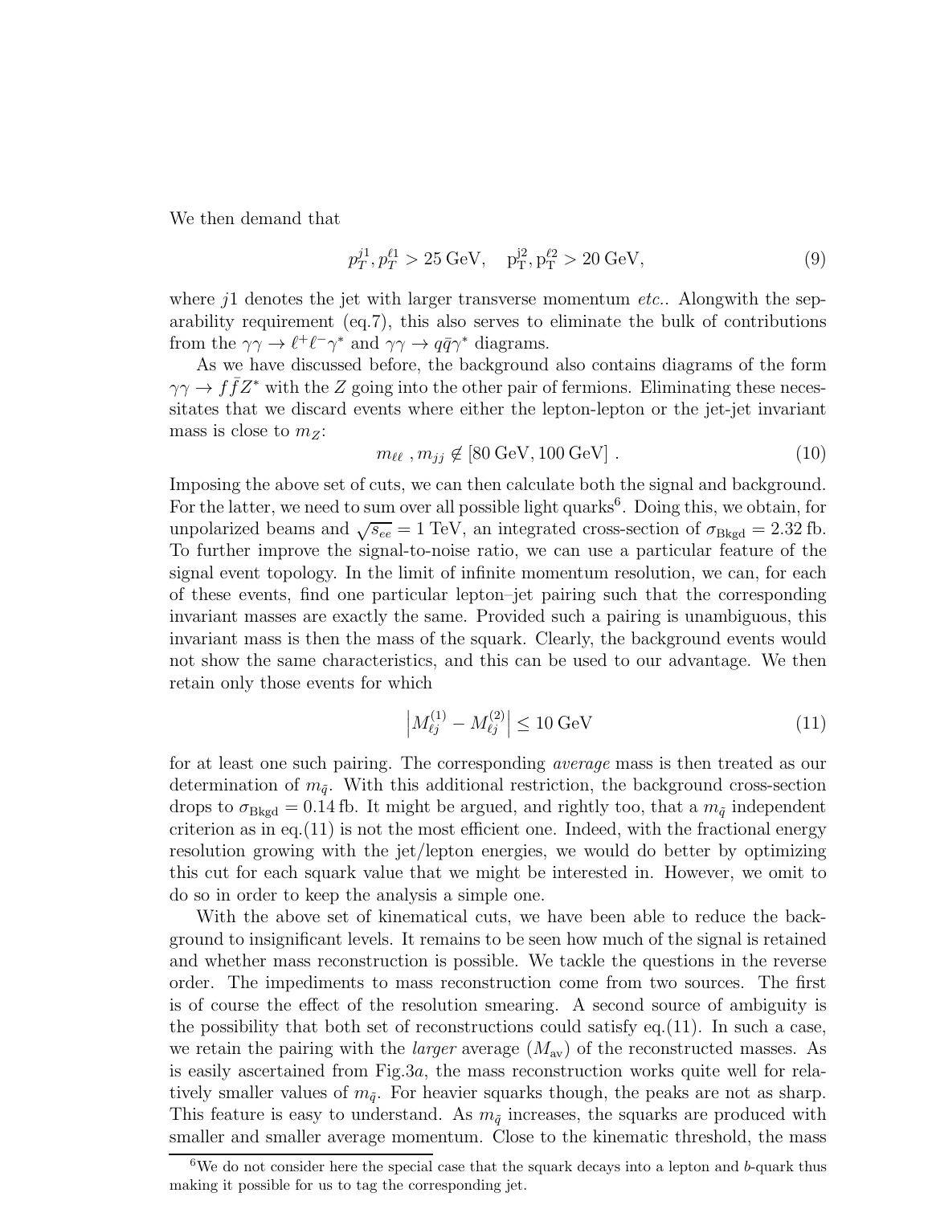We then demand that

$$p_T^{j1}, p_T^{\ell 1} > 25 \text{ GeV}, \quad \text{p}_\text{T}^{\text{j2}}, \text{p}_\text{T}^{\ell 2} > 20 \text{ GeV}, \tag{9}$$

where $j1$ denotes the jet with larger transverse momentum *etc.*. Alongwith the separability requirement (eq.7), this also serves to eliminate the bulk of contributions from the $\gamma\gamma \to \ell^+\ell^-\gamma^*$ and $\gamma\gamma \to q\bar{q}\gamma^*$ diagrams.

As we have discussed before, the background also contains diagrams of the form $\gamma\gamma \to f\bar{f}Z^*$ with the $Z$ going into the other pair of fermions. Eliminating these necessitates that we discard events where either the lepton-lepton or the jet-jet invariant mass is close to $m_Z$:

$$m_{\ell\ell}\ , m_{jj} \notin [80 \text{ GeV}, 100 \text{ GeV}]\ . \tag{10}$$

Imposing the above set of cuts, we can then calculate both the signal and background. For the latter, we need to sum over all possible light quarks[6]. Doing this, we obtain, for unpolarized beams and $\sqrt{s_{ee}} = 1$ TeV, an integrated cross-section of $\sigma_{\text{Bkgd}} = 2.32$ fb. To further improve the signal-to-noise ratio, we can use a particular feature of the signal event topology. In the limit of infinite momentum resolution, we can, for each of these events, find one particular lepton–jet pairing such that the corresponding invariant masses are exactly the same. Provided such a pairing is unambiguous, this invariant mass is then the mass of the squark. Clearly, the background events would not show the same characteristics, and this can be used to our advantage. We then retain only those events for which

$$\left| M_{\ell j}^{(1)} - M_{\ell j}^{(2)} \right| \leq 10 \text{ GeV} \tag{11}$$

for at least one such pairing. The corresponding *average* mass is then treated as our determination of $m_{\tilde{q}}$. With this additional restriction, the background cross-section drops to $\sigma_{\text{Bkgd}} = 0.14$ fb. It might be argued, and rightly too, that a $m_{\tilde{q}}$ independent criterion as in eq.(11) is not the most efficient one. Indeed, with the fractional energy resolution growing with the jet/lepton energies, we would do better by optimizing this cut for each squark value that we might be interested in. However, we omit to do so in order to keep the analysis a simple one.

With the above set of kinematical cuts, we have been able to reduce the background to insignificant levels. It remains to be seen how much of the signal is retained and whether mass reconstruction is possible. We tackle the questions in the reverse order. The impediments to mass reconstruction come from two sources. The first is of course the effect of the resolution smearing. A second source of ambiguity is the possibility that both set of reconstructions could satisfy eq.(11). In such a case, we retain the pairing with the *larger* average ($M_{\text{av}}$) of the reconstructed masses. As is easily ascertained from Fig.3*a*, the mass reconstruction works quite well for relatively smaller values of $m_{\tilde{q}}$. For heavier squarks though, the peaks are not as sharp. This feature is easy to understand. As $m_{\tilde{q}}$ increases, the squarks are produced with smaller and smaller average momentum. Close to the kinematic threshold, the mass

[6]We do not consider here the special case that the squark decays into a lepton and $b$-quark thus making it possible for us to tag the corresponding jet.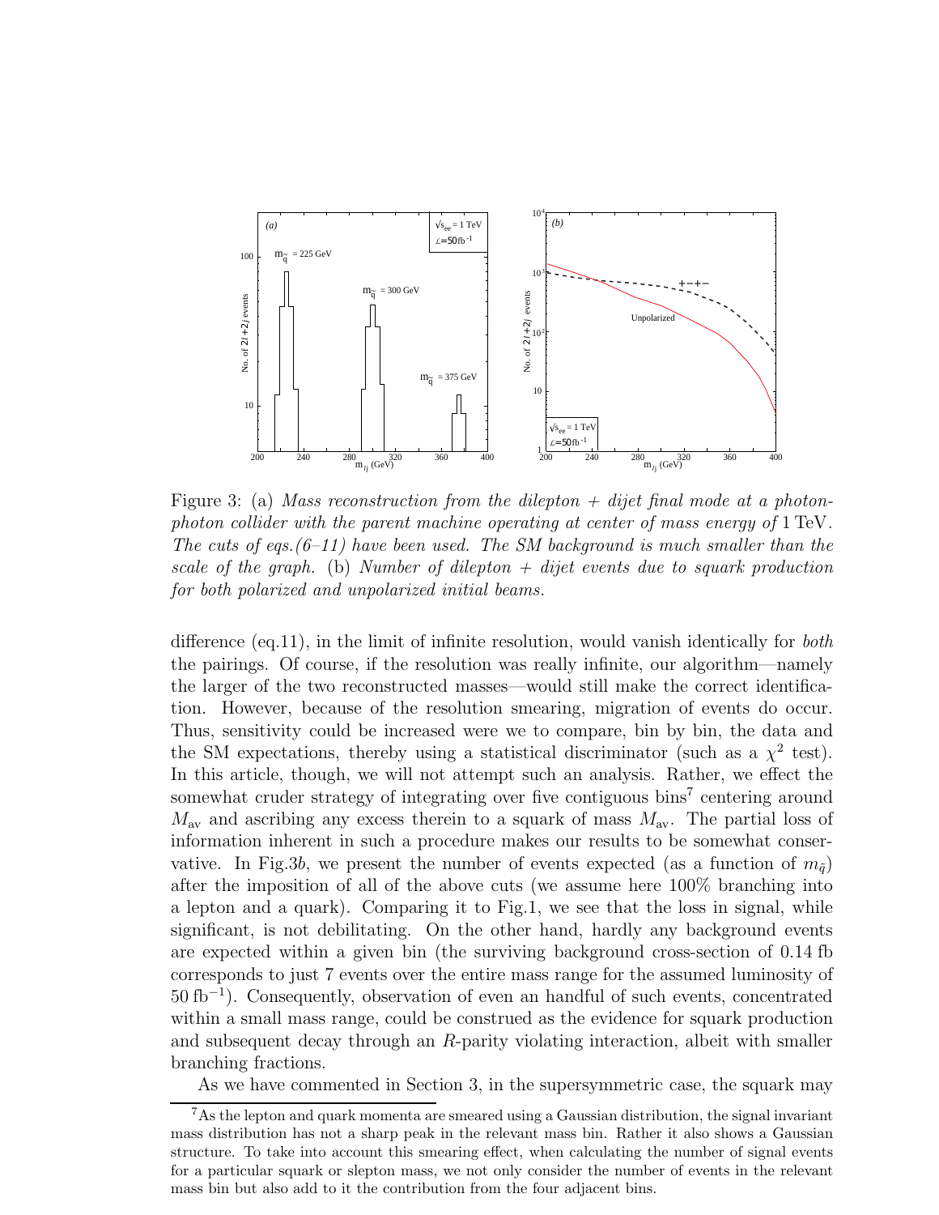Figure 3: (a) *Mass reconstruction from the dilepton + dijet final mode at a photon-photon collider with the parent machine operating at center of mass energy of* 1 TeV*. The cuts of eqs.(6–11) have been used. The SM background is much smaller than the scale of the graph.* (b) *Number of dilepton + dijet events due to squark production for both polarized and unpolarized initial beams.*

difference (eq.11), in the limit of infinite resolution, would vanish identically for *both* the pairings. Of course, if the resolution was really infinite, our algorithm—namely the larger of the two reconstructed masses—would still make the correct identification. However, because of the resolution smearing, migration of events do occur. Thus, sensitivity could be increased were we to compare, bin by bin, the data and the SM expectations, thereby using a statistical discriminator (such as a $\chi^2$ test). In this article, though, we will not attempt such an analysis. Rather, we effect the somewhat cruder strategy of integrating over five contiguous bins[7] centering around $M_{\rm av}$ and ascribing any excess therein to a squark of mass $M_{\rm av}$. The partial loss of information inherent in such a procedure makes our results to be somewhat conservative. In Fig.3*b*, we present the number of events expected (as a function of $m_{\tilde{q}}$) after the imposition of all of the above cuts (we assume here 100% branching into a lepton and a quark). Comparing it to Fig.1, we see that the loss in signal, while significant, is not debilitating. On the other hand, hardly any background events are expected within a given bin (the surviving background cross-section of 0.14 fb corresponds to just 7 events over the entire mass range for the assumed luminosity of 50 fb$^{-1}$). Consequently, observation of even an handful of such events, concentrated within a small mass range, could be construed as the evidence for squark production and subsequent decay through an $R$-parity violating interaction, albeit with smaller branching fractions.

As we have commented in Section 3, in the supersymmetric case, the squark may

[7] As the lepton and quark momenta are smeared using a Gaussian distribution, the signal invariant mass distribution has not a sharp peak in the relevant mass bin. Rather it also shows a Gaussian structure. To take into account this smearing effect, when calculating the number of signal events for a particular squark or slepton mass, we not only consider the number of events in the relevant mass bin but also add to it the contribution from the four adjacent bins.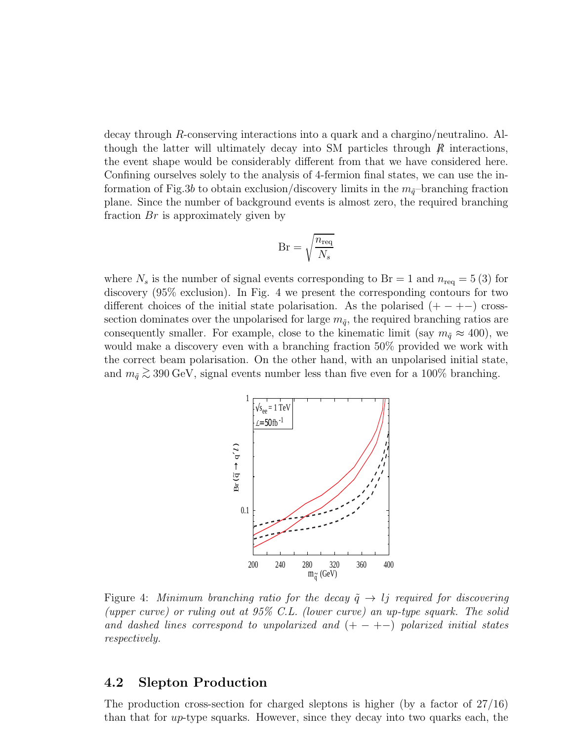decay through $R$-conserving interactions into a quark and a chargino/neutralino. Although the latter will ultimately decay into SM particles through $\not{R}$ interactions, the event shape would be considerably different from that we have considered here. Confining ourselves solely to the analysis of 4-fermion final states, we can use the information of Fig.3*b* to obtain exclusion/discovery limits in the $m_{\tilde{q}}$–branching fraction plane. Since the number of background events is almost zero, the required branching fraction $Br$ is approximately given by

$$\text{Br} = \sqrt{\frac{n_{\text{req}}}{N_s}}$$

where $N_s$ is the number of signal events corresponding to $\text{Br} = 1$ and $n_{\text{req}} = 5\,(3)$ for discovery (95% exclusion). In Fig. 4 we present the corresponding contours for two different choices of the initial state polarisation. As the polarised $(+-+-)$ cross-section dominates over the unpolarised for large $m_{\tilde{q}}$, the required branching ratios are consequently smaller. For example, close to the kinematic limit (say $m_{\tilde{q}} \approx 400$), we would make a discovery even with a branching fraction 50% provided we work with the correct beam polarisation. On the other hand, with an unpolarised initial state, and $m_{\tilde{q}} \gtrsim 390\,\text{GeV}$, signal events number less than five even for a 100% branching.

Figure 4: *Minimum branching ratio for the decay $\tilde{q} \to lj$ required for discovering (upper curve) or ruling out at 95% C.L. (lower curve) an up-type squark. The solid and dashed lines correspond to unpolarized and $(+-+-)$ polarized initial states respectively.*

## 4.2 Slepton Production

The production cross-section for charged sleptons is higher (by a factor of 27/16) than that for *up*-type squarks. However, since they decay into two quarks each, the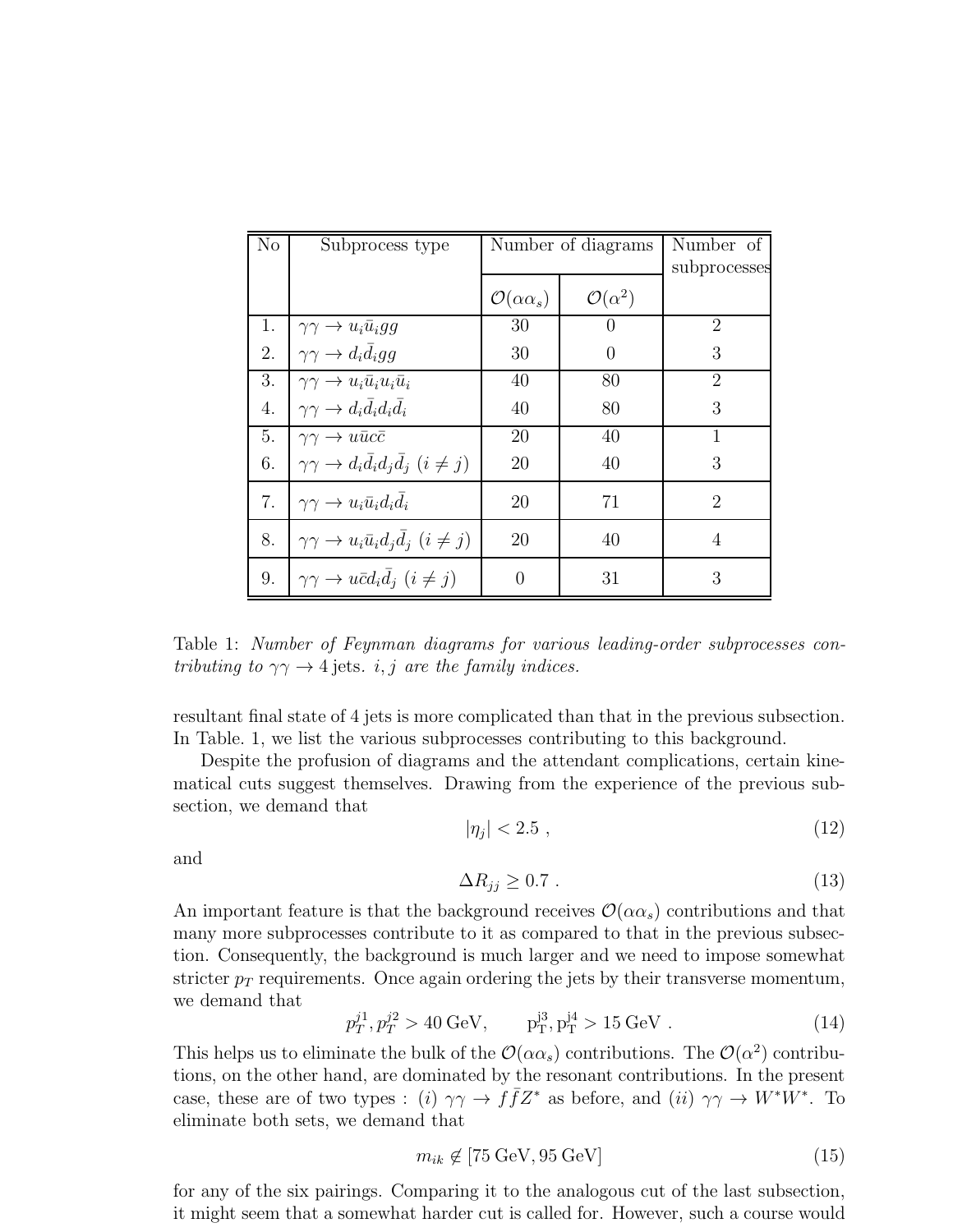| No | Subprocess type | Number of diagrams | | Number of subprocesses |
|---|---|---|---|---|
| | | $\mathcal{O}(\alpha\alpha_s)$ | $\mathcal{O}(\alpha^2)$ | |
| 1. | $\gamma\gamma \to u_i \bar{u}_i g g$ | 30 | 0 | 2 |
| 2. | $\gamma\gamma \to d_i \bar{d}_i g g$ | 30 | 0 | 3 |
| 3. | $\gamma\gamma \to u_i \bar{u}_i u_i \bar{u}_i$ | 40 | 80 | 2 |
| 4. | $\gamma\gamma \to d_i \bar{d}_i d_i \bar{d}_i$ | 40 | 80 | 3 |
| 5. | $\gamma\gamma \to u \bar{u} c \bar{c}$ | 20 | 40 | 1 |
| 6. | $\gamma\gamma \to d_i \bar{d}_i d_j \bar{d}_j \ (i \neq j)$ | 20 | 40 | 3 |
| 7. | $\gamma\gamma \to u_i \bar{u}_i d_i \bar{d}_i$ | 20 | 71 | 2 |
| 8. | $\gamma\gamma \to u_i \bar{u}_i d_j \bar{d}_j \ (i \neq j)$ | 20 | 40 | 4 |
| 9. | $\gamma\gamma \to u \bar{c} d_i \bar{d}_j \ (i \neq j)$ | 0 | 31 | 3 |

Table 1: *Number of Feynman diagrams for various leading-order subprocesses contributing to* $\gamma\gamma \to 4\,\text{jets}$. *$i, j$ are the family indices.*

resultant final state of 4 jets is more complicated than that in the previous subsection. In Table. 1, we list the various subprocesses contributing to this background.

Despite the profusion of diagrams and the attendant complications, certain kinematical cuts suggest themselves. Drawing from the experience of the previous subsection, we demand that

$$|\eta_j| < 2.5 \ , \tag{12}$$

and

$$\Delta R_{jj} \geq 0.7 \ . \tag{13}$$

An important feature is that the background receives $\mathcal{O}(\alpha\alpha_s)$ contributions and that many more subprocesses contribute to it as compared to that in the previous subsection. Consequently, the background is much larger and we need to impose somewhat stricter $p_T$ requirements. Once again ordering the jets by their transverse momentum, we demand that

$$p_T^{j1}, p_T^{j2} > 40 \ \text{GeV}, \qquad p_T^{j3}, p_T^{j4} > 15 \ \text{GeV} \ . \tag{14}$$

This helps us to eliminate the bulk of the $\mathcal{O}(\alpha\alpha_s)$ contributions. The $\mathcal{O}(\alpha^2)$ contributions, on the other hand, are dominated by the resonant contributions. In the present case, these are of two types : $(i)$ $\gamma\gamma \to f\bar{f}Z^*$ as before, and $(ii)$ $\gamma\gamma \to W^*W^*$. To eliminate both sets, we demand that

$$m_{ik} \notin [75 \ \text{GeV}, 95 \ \text{GeV}] \tag{15}$$

for any of the six pairings. Comparing it to the analogous cut of the last subsection, it might seem that a somewhat harder cut is called for. However, such a course would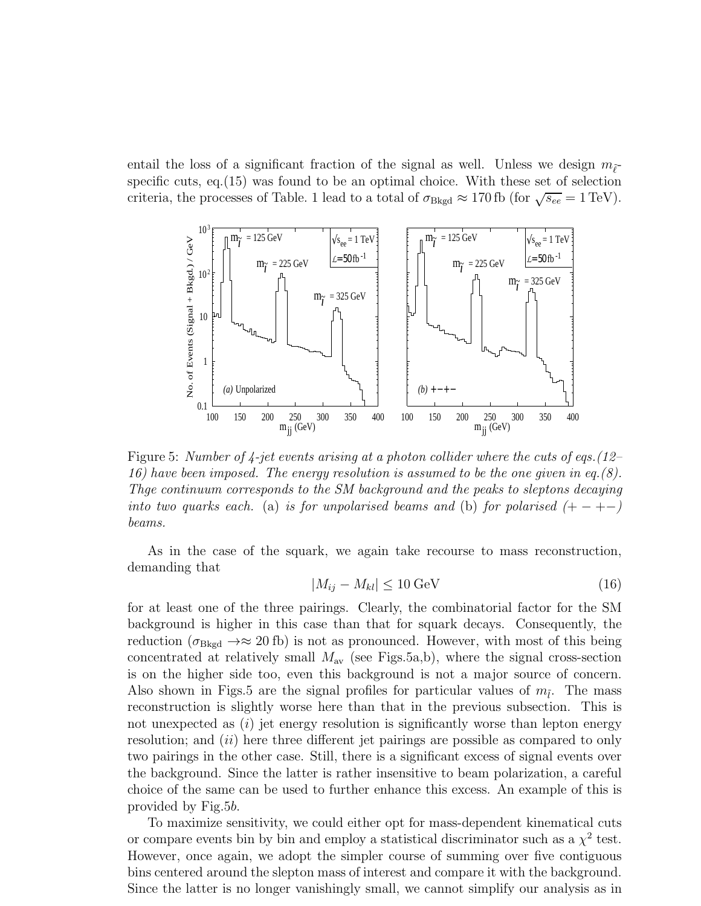entail the loss of a significant fraction of the signal as well. Unless we design $m_{\tilde{\ell}}$-specific cuts, eq.(15) was found to be an optimal choice. With these set of selection criteria, the processes of Table. 1 lead to a total of $\sigma_{\rm Bkgd} \approx 170\,{\rm fb}$ (for $\sqrt{s_{ee}} = 1\,{\rm TeV}$).

Figure 5: *Number of 4-jet events arising at a photon collider where the cuts of eqs.(12–16) have been imposed. The energy resolution is assumed to be the one given in eq.(8). Thge continuum corresponds to the SM background and the peaks to sleptons decaying into two quarks each.* (a) *is for unpolarised beams and* (b) *for polarised (+ − +−) beams.*

As in the case of the squark, we again take recourse to mass reconstruction, demanding that

$$|M_{ij} - M_{kl}| \leq 10\,{\rm GeV} \tag{16}$$

for at least one of the three pairings. Clearly, the combinatorial factor for the SM background is higher in this case than that for squark decays. Consequently, the reduction ($\sigma_{\rm Bkgd} \to \approx 20\,{\rm fb}$) is not as pronounced. However, with most of this being concentrated at relatively small $M_{\rm av}$ (see Figs.5a,b), where the signal cross-section is on the higher side too, even this background is not a major source of concern. Also shown in Figs.5 are the signal profiles for particular values of $m_{\tilde{l}}$. The mass reconstruction is slightly worse here than that in the previous subsection. This is not unexpected as (*i*) jet energy resolution is significantly worse than lepton energy resolution; and (*ii*) here three different jet pairings are possible as compared to only two pairings in the other case. Still, there is a significant excess of signal events over the background. Since the latter is rather insensitive to beam polarization, a careful choice of the same can be used to further enhance this excess. An example of this is provided by Fig.5*b*.

To maximize sensitivity, we could either opt for mass-dependent kinematical cuts or compare events bin by bin and employ a statistical discriminator such as a $\chi^2$ test. However, once again, we adopt the simpler course of summing over five contiguous bins centered around the slepton mass of interest and compare it with the background. Since the latter is no longer vanishingly small, we cannot simplify our analysis as in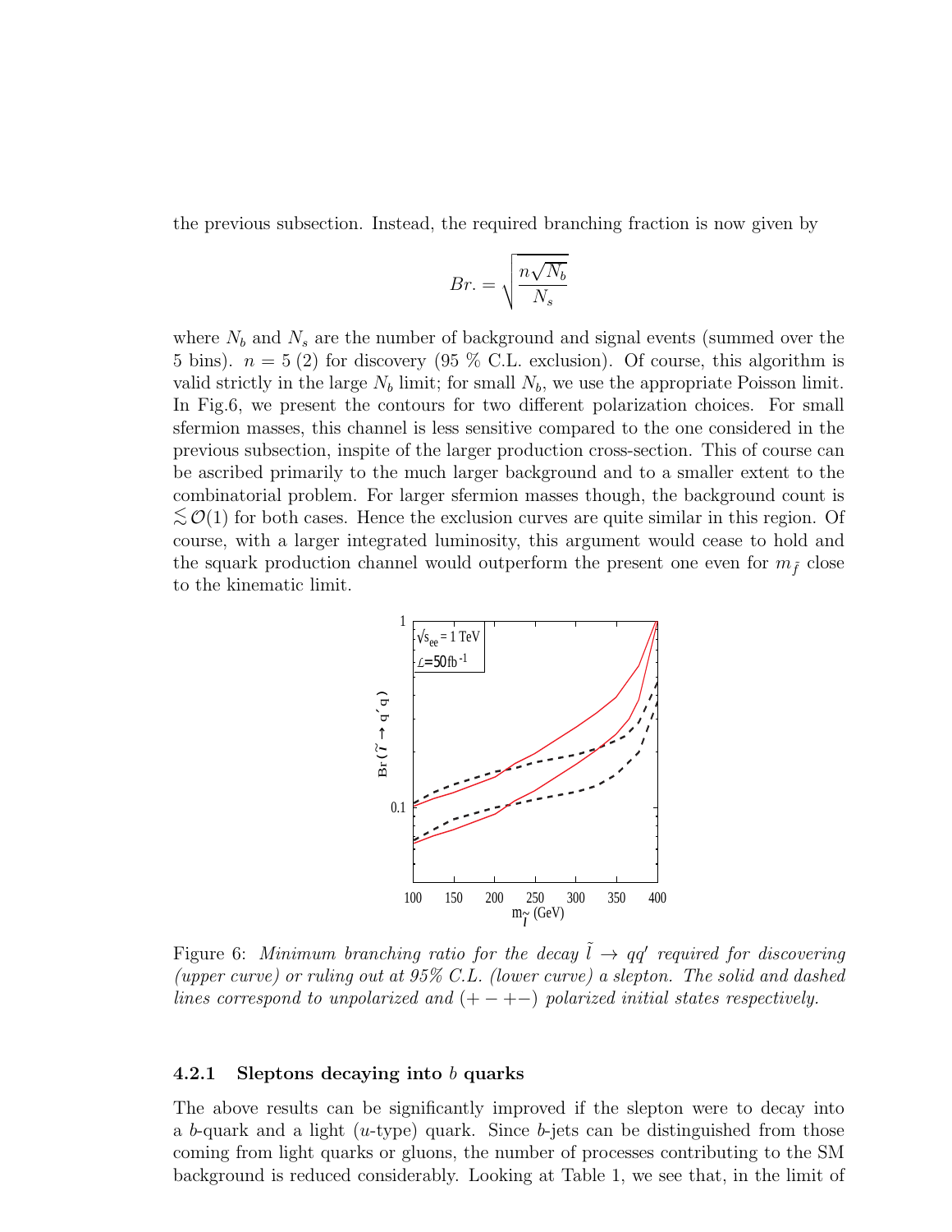the previous subsection. Instead, the required branching fraction is now given by

$$Br. = \sqrt{\frac{n\sqrt{N_b}}{N_s}}$$

where $N_b$ and $N_s$ are the number of background and signal events (summed over the 5 bins). $n = 5$ (2) for discovery (95 % C.L. exclusion). Of course, this algorithm is valid strictly in the large $N_b$ limit; for small $N_b$, we use the appropriate Poisson limit. In Fig.6, we present the contours for two different polarization choices. For small sfermion masses, this channel is less sensitive compared to the one considered in the previous subsection, inspite of the larger production cross-section. This of course can be ascribed primarily to the much larger background and to a smaller extent to the combinatorial problem. For larger sfermion masses though, the background count is $\lesssim \mathcal{O}(1)$ for both cases. Hence the exclusion curves are quite similar in this region. Of course, with a larger integrated luminosity, this argument would cease to hold and the squark production channel would outperform the present one even for $m_{\tilde{f}}$ close to the kinematic limit.

Figure 6: *Minimum branching ratio for the decay $\tilde{l} \to qq'$ required for discovering (upper curve) or ruling out at 95% C.L. (lower curve) a slepton. The solid and dashed lines correspond to unpolarized and $(+-+-)$ polarized initial states respectively.*

### 4.2.1 Sleptons decaying into $b$ quarks

The above results can be significantly improved if the slepton were to decay into a $b$-quark and a light ($u$-type) quark. Since $b$-jets can be distinguished from those coming from light quarks or gluons, the number of processes contributing to the SM background is reduced considerably. Looking at Table 1, we see that, in the limit of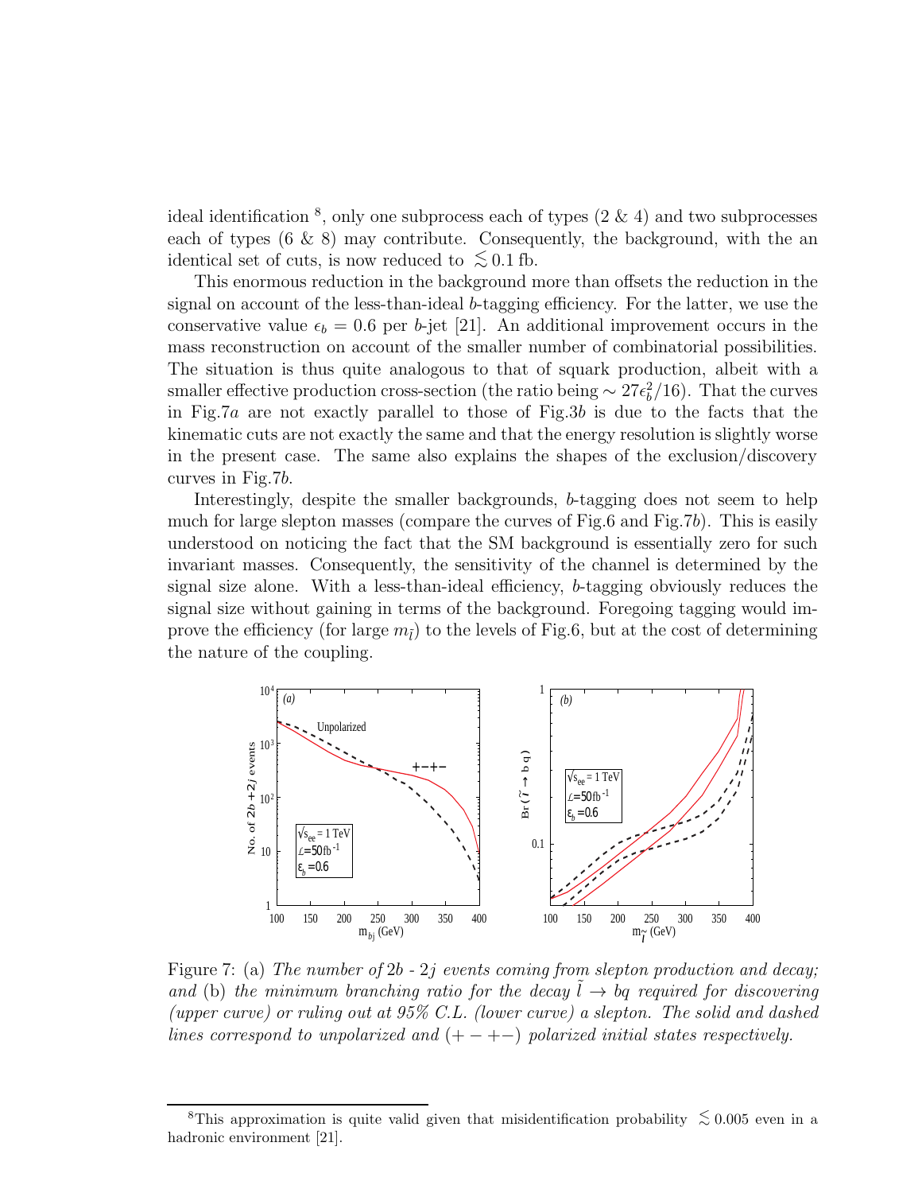ideal identification [8], only one subprocess each of types (2 & 4) and two subprocesses each of types (6 & 8) may contribute. Consequently, the background, with the an identical set of cuts, is now reduced to $\lesssim 0.1$ fb.

This enormous reduction in the background more than offsets the reduction in the signal on account of the less-than-ideal $b$-tagging efficiency. For the latter, we use the conservative value $\epsilon_b = 0.6$ per $b$-jet [21]. An additional improvement occurs in the mass reconstruction on account of the smaller number of combinatorial possibilities. The situation is thus quite analogous to that of squark production, albeit with a smaller effective production cross-section (the ratio being $\sim 27\epsilon_b^2/16$). That the curves in Fig.7$a$ are not exactly parallel to those of Fig.3$b$ is due to the facts that the kinematic cuts are not exactly the same and that the energy resolution is slightly worse in the present case. The same also explains the shapes of the exclusion/discovery curves in Fig.7$b$.

Interestingly, despite the smaller backgrounds, $b$-tagging does not seem to help much for large slepton masses (compare the curves of Fig.6 and Fig.7$b$). This is easily understood on noticing the fact that the SM background is essentially zero for such invariant masses. Consequently, the sensitivity of the channel is determined by the signal size alone. With a less-than-ideal efficiency, $b$-tagging obviously reduces the signal size without gaining in terms of the background. Foregoing tagging would improve the efficiency (for large $m_{\tilde{l}}$) to the levels of Fig.6, but at the cost of determining the nature of the coupling.

Figure 7: (a) *The number of $2b$ - $2j$ events coming from slepton production and decay;* and (b) *the minimum branching ratio for the decay $\tilde{l} \to bq$ required for discovering (upper curve) or ruling out at 95% C.L. (lower curve) a slepton. The solid and dashed lines correspond to unpolarized and $(+-+-)$ polarized initial states respectively.*

[8] This approximation is quite valid given that misidentification probability $\lesssim 0.005$ even in a hadronic environment [21].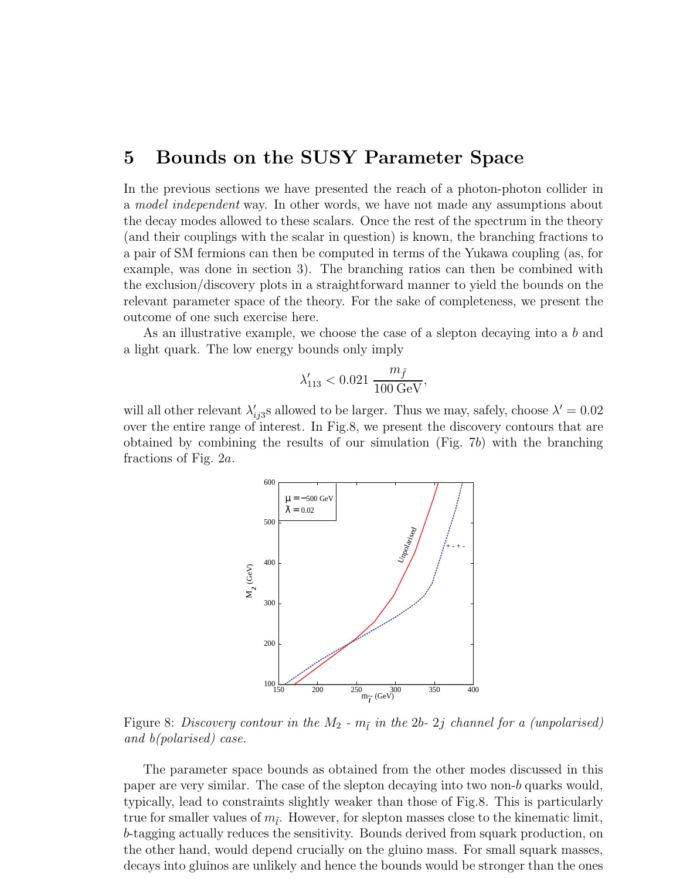# 5 Bounds on the SUSY Parameter Space

In the previous sections we have presented the reach of a photon-photon collider in a *model independent* way. In other words, we have not made any assumptions about the decay modes allowed to these scalars. Once the rest of the spectrum in the theory (and their couplings with the scalar in question) is known, the branching fractions to a pair of SM fermions can then be computed in terms of the Yukawa coupling (as, for example, was done in section 3). The branching ratios can then be combined with the exclusion/discovery plots in a straightforward manner to yield the bounds on the relevant parameter space of the theory. For the sake of completeness, we present the outcome of one such exercise here.

As an illustrative example, we choose the case of a slepton decaying into a $b$ and a light quark. The low energy bounds only imply

$$\lambda'_{113} < 0.021 \, \frac{m_{\tilde{f}}}{100\,\text{GeV}},$$

will all other relevant $\lambda'_{ij3}$s allowed to be larger. Thus we may, safely, choose $\lambda' = 0.02$ over the entire range of interest. In Fig.8, we present the discovery contours that are obtained by combining the results of our simulation (Fig. 7$b$) with the branching fractions of Fig. 2$a$.

Figure 8: *Discovery contour in the $M_2$ - $m_{\tilde{l}}$ in the $2b$- $2j$ channel for a (unpolarised) and b(polarised) case.*

The parameter space bounds as obtained from the other modes discussed in this paper are very similar. The case of the slepton decaying into two non-$b$ quarks would, typically, lead to constraints slightly weaker than those of Fig.8. This is particularly true for smaller values of $m_{\tilde{l}}$. However, for slepton masses close to the kinematic limit, $b$-tagging actually reduces the sensitivity. Bounds derived from squark production, on the other hand, would depend crucially on the gluino mass. For small squark masses, decays into gluinos are unlikely and hence the bounds would be stronger than the ones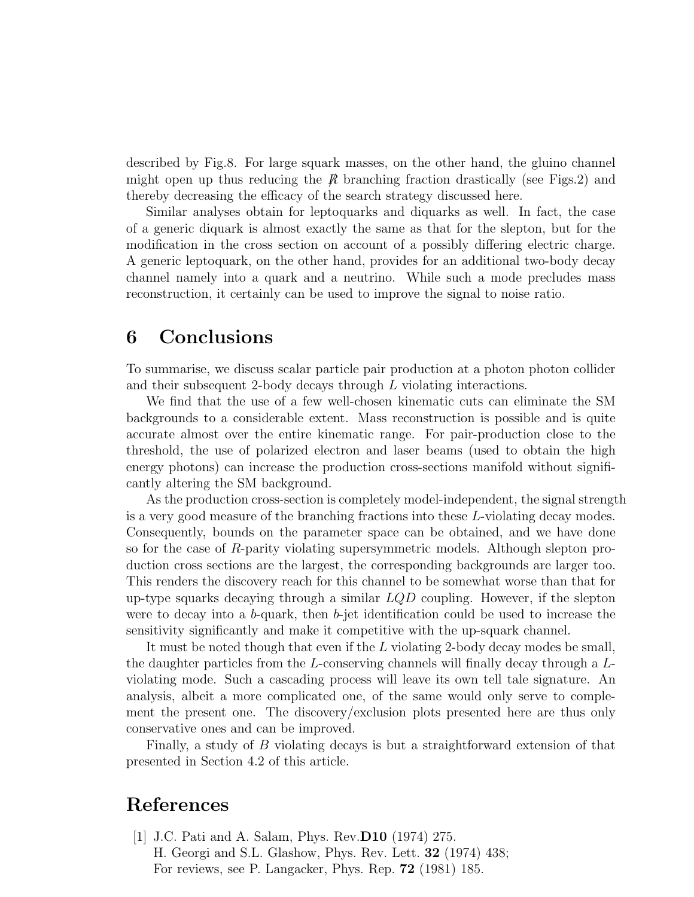described by Fig.8. For large squark masses, on the other hand, the gluino channel might open up thus reducing the $\not{R}$ branching fraction drastically (see Figs.2) and thereby decreasing the efficacy of the search strategy discussed here.

Similar analyses obtain for leptoquarks and diquarks as well. In fact, the case of a generic diquark is almost exactly the same as that for the slepton, but for the modification in the cross section on account of a possibly differing electric charge. A generic leptoquark, on the other hand, provides for an additional two-body decay channel namely into a quark and a neutrino. While such a mode precludes mass reconstruction, it certainly can be used to improve the signal to noise ratio.

## 6 Conclusions

To summarise, we discuss scalar particle pair production at a photon photon collider and their subsequent 2-body decays through $L$ violating interactions.

We find that the use of a few well-chosen kinematic cuts can eliminate the SM backgrounds to a considerable extent. Mass reconstruction is possible and is quite accurate almost over the entire kinematic range. For pair-production close to the threshold, the use of polarized electron and laser beams (used to obtain the high energy photons) can increase the production cross-sections manifold without significantly altering the SM background.

As the production cross-section is completely model-independent, the signal strength is a very good measure of the branching fractions into these $L$-violating decay modes. Consequently, bounds on the parameter space can be obtained, and we have done so for the case of $R$-parity violating supersymmetric models. Although slepton production cross sections are the largest, the corresponding backgrounds are larger too. This renders the discovery reach for this channel to be somewhat worse than that for up-type squarks decaying through a similar $LQD$ coupling. However, if the slepton were to decay into a $b$-quark, then $b$-jet identification could be used to increase the sensitivity significantly and make it competitive with the up-squark channel.

It must be noted though that even if the $L$ violating 2-body decay modes be small, the daughter particles from the $L$-conserving channels will finally decay through a $L$-violating mode. Such a cascading process will leave its own tell tale signature. An analysis, albeit a more complicated one, of the same would only serve to complement the present one. The discovery/exclusion plots presented here are thus only conservative ones and can be improved.

Finally, a study of $B$ violating decays is but a straightforward extension of that presented in Section 4.2 of this article.

## References

[1] J.C. Pati and A. Salam, Phys. Rev.**D10** (1974) 275.
H. Georgi and S.L. Glashow, Phys. Rev. Lett. **32** (1974) 438;
For reviews, see P. Langacker, Phys. Rep. **72** (1981) 185.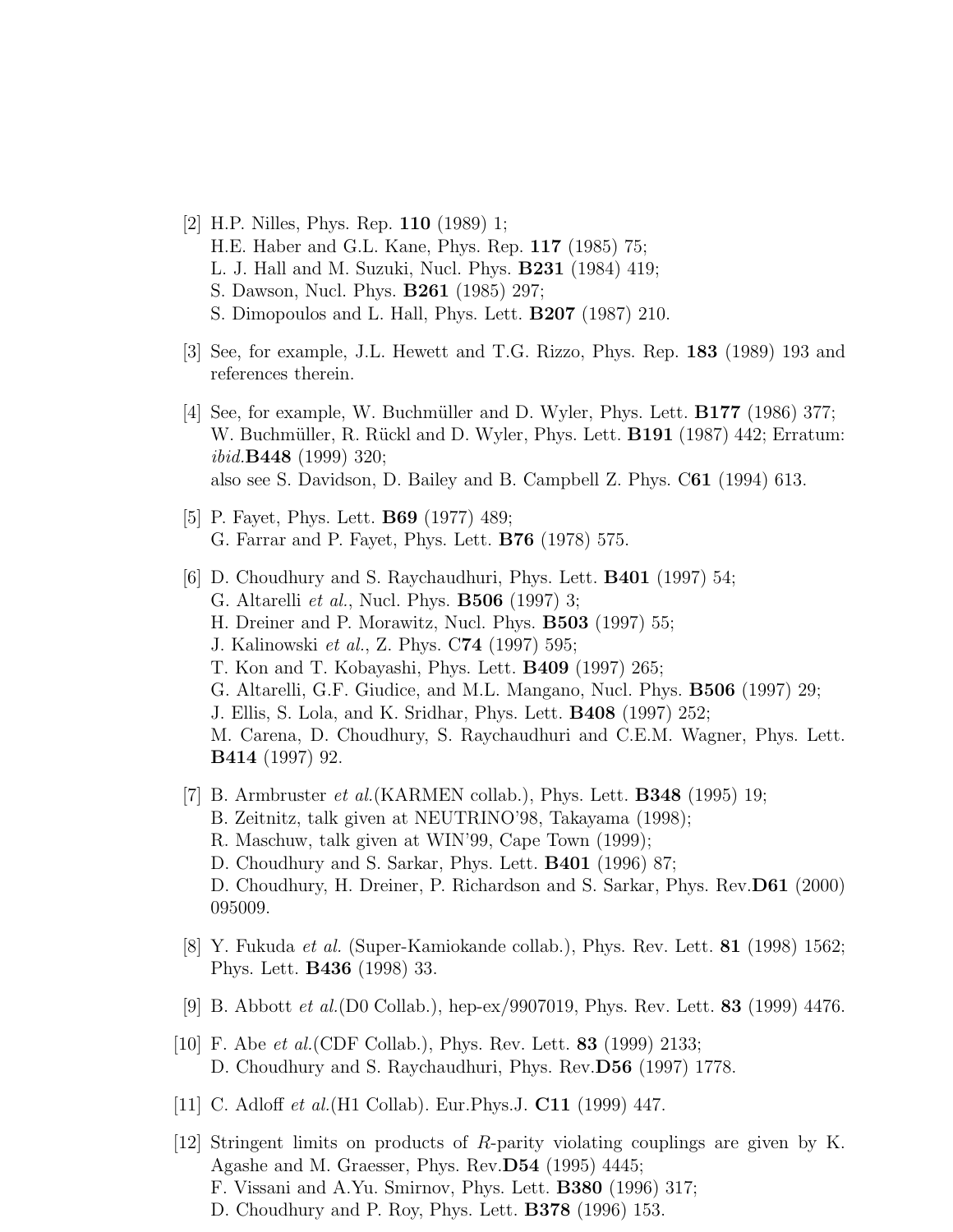[2] H.P. Nilles, Phys. Rep. **110** (1989) 1;
H.E. Haber and G.L. Kane, Phys. Rep. **117** (1985) 75;
L. J. Hall and M. Suzuki, Nucl. Phys. **B231** (1984) 419;
S. Dawson, Nucl. Phys. **B261** (1985) 297;
S. Dimopoulos and L. Hall, Phys. Lett. **B207** (1987) 210.

[3] See, for example, J.L. Hewett and T.G. Rizzo, Phys. Rep. **183** (1989) 193 and references therein.

[4] See, for example, W. Buchmüller and D. Wyler, Phys. Lett. **B177** (1986) 377;
W. Buchmüller, R. Rückl and D. Wyler, Phys. Lett. **B191** (1987) 442; Erratum: *ibid.***B448** (1999) 320;
also see S. Davidson, D. Bailey and B. Campbell Z. Phys. C**61** (1994) 613.

[5] P. Fayet, Phys. Lett. **B69** (1977) 489;
G. Farrar and P. Fayet, Phys. Lett. **B76** (1978) 575.

[6] D. Choudhury and S. Raychaudhuri, Phys. Lett. **B401** (1997) 54;
G. Altarelli *et al.*, Nucl. Phys. **B506** (1997) 3;
H. Dreiner and P. Morawitz, Nucl. Phys. **B503** (1997) 55;
J. Kalinowski *et al.*, Z. Phys. C**74** (1997) 595;
T. Kon and T. Kobayashi, Phys. Lett. **B409** (1997) 265;
G. Altarelli, G.F. Giudice, and M.L. Mangano, Nucl. Phys. **B506** (1997) 29;
J. Ellis, S. Lola, and K. Sridhar, Phys. Lett. **B408** (1997) 252;
M. Carena, D. Choudhury, S. Raychaudhuri and C.E.M. Wagner, Phys. Lett. **B414** (1997) 92.

[7] B. Armbruster *et al.*(KARMEN collab.), Phys. Lett. **B348** (1995) 19;
B. Zeitnitz, talk given at NEUTRINO'98, Takayama (1998);
R. Maschuw, talk given at WIN'99, Cape Town (1999);
D. Choudhury and S. Sarkar, Phys. Lett. **B401** (1996) 87;
D. Choudhury, H. Dreiner, P. Richardson and S. Sarkar, Phys. Rev.**D61** (2000) 095009.

[8] Y. Fukuda *et al.* (Super-Kamiokande collab.), Phys. Rev. Lett. **81** (1998) 1562; Phys. Lett. **B436** (1998) 33.

[9] B. Abbott *et al.*(D0 Collab.), hep-ex/9907019, Phys. Rev. Lett. **83** (1999) 4476.

[10] F. Abe *et al.*(CDF Collab.), Phys. Rev. Lett. **83** (1999) 2133;
D. Choudhury and S. Raychaudhuri, Phys. Rev.**D56** (1997) 1778.

[11] C. Adloff *et al.*(H1 Collab). Eur.Phys.J. **C11** (1999) 447.

[12] Stringent limits on products of $R$-parity violating couplings are given by K. Agashe and M. Graesser, Phys. Rev.**D54** (1995) 4445;
F. Vissani and A.Yu. Smirnov, Phys. Lett. **B380** (1996) 317;
D. Choudhury and P. Roy, Phys. Lett. **B378** (1996) 153.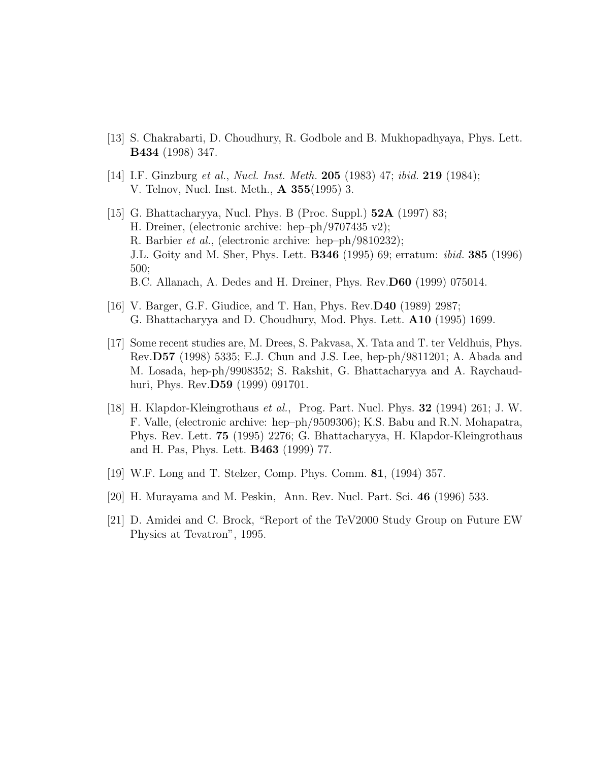[13] S. Chakrabarti, D. Choudhury, R. Godbole and B. Mukhopadhyaya, Phys. Lett. **B434** (1998) 347.

[14] I.F. Ginzburg *et al.*, *Nucl. Inst. Meth.* **205** (1983) 47; *ibid.* **219** (1984); V. Telnov, Nucl. Inst. Meth., **A 355**(1995) 3.

[15] G. Bhattacharyya, Nucl. Phys. B (Proc. Suppl.) **52A** (1997) 83; H. Dreiner, (electronic archive: hep–ph/9707435 v2); R. Barbier *et al.*, (electronic archive: hep–ph/9810232); J.L. Goity and M. Sher, Phys. Lett. **B346** (1995) 69; erratum: *ibid.* **385** (1996) 500; B.C. Allanach, A. Dedes and H. Dreiner, Phys. Rev.**D60** (1999) 075014.

[16] V. Barger, G.F. Giudice, and T. Han, Phys. Rev.**D40** (1989) 2987; G. Bhattacharyya and D. Choudhury, Mod. Phys. Lett. **A10** (1995) 1699.

[17] Some recent studies are, M. Drees, S. Pakvasa, X. Tata and T. ter Veldhuis, Phys. Rev.**D57** (1998) 5335; E.J. Chun and J.S. Lee, hep-ph/9811201; A. Abada and M. Losada, hep-ph/9908352; S. Rakshit, G. Bhattacharyya and A. Raychaudhuri, Phys. Rev.**D59** (1999) 091701.

[18] H. Klapdor-Kleingrothaus *et al.*, Prog. Part. Nucl. Phys. **32** (1994) 261; J. W. F. Valle, (electronic archive: hep–ph/9509306); K.S. Babu and R.N. Mohapatra, Phys. Rev. Lett. **75** (1995) 2276; G. Bhattacharyya, H. Klapdor-Kleingrothaus and H. Pas, Phys. Lett. **B463** (1999) 77.

[19] W.F. Long and T. Stelzer, Comp. Phys. Comm. **81**, (1994) 357.

[20] H. Murayama and M. Peskin, Ann. Rev. Nucl. Part. Sci. **46** (1996) 533.

[21] D. Amidei and C. Brock, "Report of the TeV2000 Study Group on Future EW Physics at Tevatron", 1995.